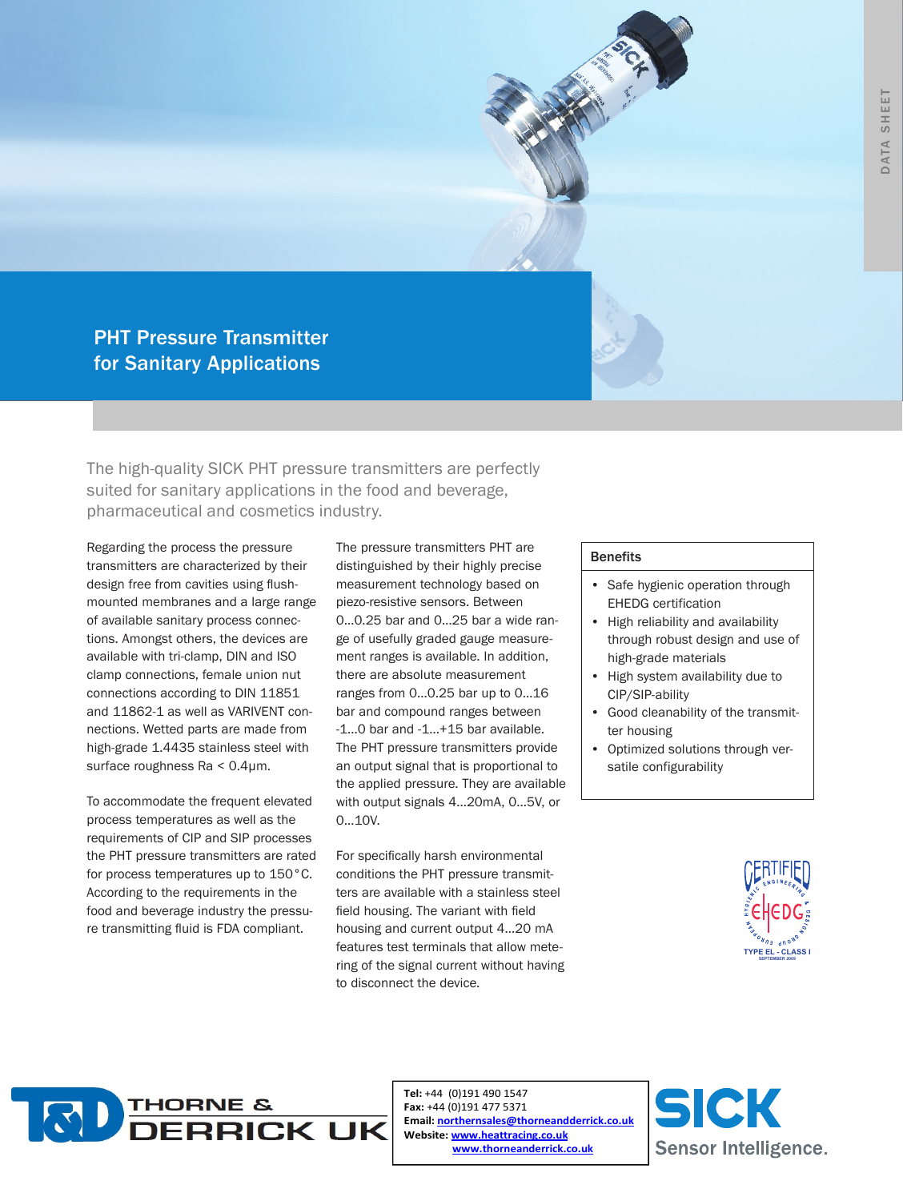DATA SHEET

# PHT Pressure Transmitter for Sanitary Applications

The high-quality SICK PHT pressure transmitters are perfectly suited for sanitary applications in the food and beverage, pharmaceutical and cosmetics industry.

Regarding the process the pressure transmitters are characterized by their design free from cavities using flush-mounted membranes and a large range of available sanitary process connections. Amongst others, the devices are available with tri-clamp, DIN and ISO clamp connections, female union nut connections according to DIN 11851 and 11862-1 as well as VARIVENT connections. Wetted parts are made from high-grade 1.4435 stainless steel with surface roughness Ra < 0.4µm.

To accommodate the frequent elevated process temperatures as well as the requirements of CIP and SIP processes the PHT pressure transmitters are rated for process temperatures up to 150°C. According to the requirements in the food and beverage industry the pressure transmitting fluid is FDA compliant.

The pressure transmitters PHT are distinguished by their highly precise measurement technology based on piezo-resistive sensors. Between 0...0.25 bar and 0...25 bar a wide range of usefully graded gauge measurement ranges is available. In addition, there are absolute measurement ranges from 0...0.25 bar up to 0...16 bar and compound ranges between -1...0 bar and -1...+15 bar available. The PHT pressure transmitters provide an output signal that is proportional to the applied pressure. They are available with output signals 4...20mA, 0...5V, or 0...10V.

For specifically harsh environmental conditions the PHT pressure transmitters are available with a stainless steel field housing. The variant with field housing and current output 4...20 mA features test terminals that allow metering of the signal current without having to disconnect the device.

**Benefits**

- Safe hygienic operation through EHEDG certification
- High reliability and availability through robust design and use of high-grade materials
- High system availability due to CIP/SIP-ability
- Good cleanability of the transmitter housing
- Optimized solutions through versatile configurability

CERTIFIED EHEDG – European Hygienic Engineering & Design Group – TYPE EL - CLASS I – SEPTEMBER 2009

THORNE & DERRICK UK

**Tel:** +44 (0)191 490 1547
**Fax:** +44 (0)191 477 5371
**Email:** northernsales@thorneandderrick.co.uk
**Website:** www.heattracing.co.uk
www.thorneanderrick.co.uk

SICK Sensor Intelligence.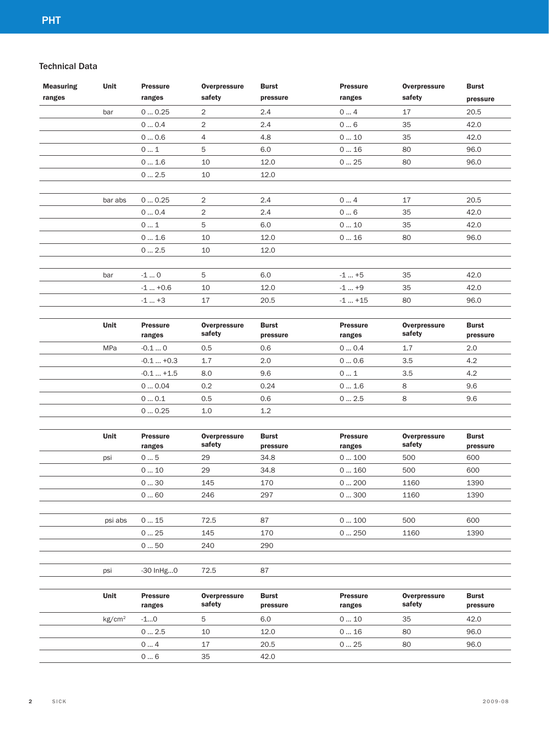## Technical Data

| Measuring ranges | Unit | Pressure ranges | Overpressure safety | Burst pressure | Pressure ranges | Overpressure safety | Burst pressure |
|---|---|---|---|---|---|---|---|
| | bar | 0 ... 0.25 | 2 | 2.4 | 0 ... 4 | 17 | 20.5 |
| | | 0 ... 0.4 | 2 | 2.4 | 0 ... 6 | 35 | 42.0 |
| | | 0 ... 0.6 | 4 | 4.8 | 0 ... 10 | 35 | 42.0 |
| | | 0 ... 1 | 5 | 6.0 | 0 ... 16 | 80 | 96.0 |
| | | 0 ... 1.6 | 10 | 12.0 | 0 ... 25 | 80 | 96.0 |
| | | 0 ... 2.5 | 10 | 12.0 | | | |
| | | | | | | | |
| | bar abs | 0 ... 0.25 | 2 | 2.4 | 0 ... 4 | 17 | 20.5 |
| | | 0 ... 0.4 | 2 | 2.4 | 0 ... 6 | 35 | 42.0 |
| | | 0 ... 1 | 5 | 6.0 | 0 ... 10 | 35 | 42.0 |
| | | 0 ... 1.6 | 10 | 12.0 | 0 ... 16 | 80 | 96.0 |
| | | 0 ... 2.5 | 10 | 12.0 | | | |
| | | | | | | | |
| | bar | -1 ... 0 | 5 | 6.0 | -1 ... +5 | 35 | 42.0 |
| | | -1 ... +0.6 | 10 | 12.0 | -1 ... +9 | 35 | 42.0 |
| | | -1 ... +3 | 17 | 20.5 | -1 ... +15 | 80 | 96.0 |
| | | | | | | | |
| | **Unit** | **Pressure ranges** | **Overpressure safety** | **Burst pressure** | **Pressure ranges** | **Overpressure safety** | **Burst pressure** |
| | MPa | -0.1 ... 0 | 0.5 | 0.6 | 0 ... 0.4 | 1.7 | 2.0 |
| | | -0.1 ... +0.3 | 1.7 | 2.0 | 0 ... 0.6 | 3.5 | 4.2 |
| | | -0.1 ... +1.5 | 8.0 | 9.6 | 0 ... 1 | 3.5 | 4.2 |
| | | 0 ... 0.04 | 0.2 | 0.24 | 0 ... 1.6 | 8 | 9.6 |
| | | 0 ... 0.1 | 0.5 | 0.6 | 0 ... 2.5 | 8 | 9.6 |
| | | 0 ... 0.25 | 1.0 | 1.2 | | | |
| | | | | | | | |
| | **Unit** | **Pressure ranges** | **Overpressure safety** | **Burst pressure** | **Pressure ranges** | **Overpressure safety** | **Burst pressure** |
| | psi | 0 ... 5 | 29 | 34.8 | 0 ... 100 | 500 | 600 |
| | | 0 ... 10 | 29 | 34.8 | 0 ... 160 | 500 | 600 |
| | | 0 ... 30 | 145 | 170 | 0 ... 200 | 1160 | 1390 |
| | | 0 ... 60 | 246 | 297 | 0 ... 300 | 1160 | 1390 |
| | | | | | | | |
| | psi abs | 0 ... 15 | 72.5 | 87 | 0 ... 100 | 500 | 600 |
| | | 0 ... 25 | 145 | 170 | 0 ... 250 | 1160 | 1390 |
| | | 0 ... 50 | 240 | 290 | | | |
| | | | | | | | |
| | psi | -30 InHg...0 | 72.5 | 87 | | | |
| | | | | | | | |
| | **Unit** | **Pressure ranges** | **Overpressure safety** | **Burst pressure** | **Pressure ranges** | **Overpressure safety** | **Burst pressure** |
| | kg/cm² | -1...0 | 5 | 6.0 | 0 ... 10 | 35 | 42.0 |
| | | 0 ... 2.5 | 10 | 12.0 | 0 ... 16 | 80 | 96.0 |
| | | 0 ... 4 | 17 | 20.5 | 0 ... 25 | 80 | 96.0 |
| | | 0 ... 6 | 35 | 42.0 | | | |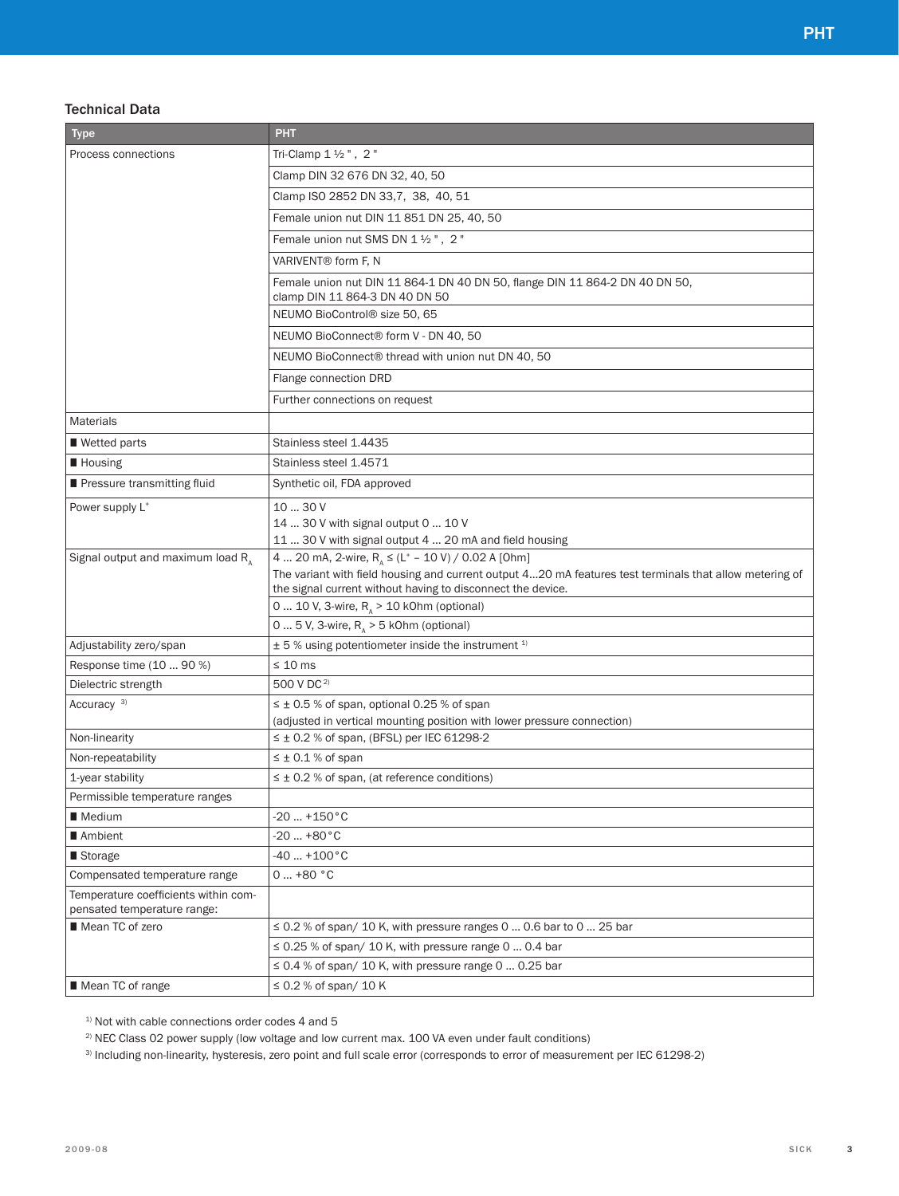## Technical Data

| Type | PHT |
|---|---|
| Process connections | Tri-Clamp 1 ½ " ,  2 " |
| | Clamp DIN 32 676 DN 32, 40, 50 |
| | Clamp ISO 2852 DN 33,7,  38,  40, 51 |
| | Female union nut DIN 11 851 DN 25, 40, 50 |
| | Female union nut SMS DN 1 ½ " ,  2 " |
| | VARIVENT® form F, N |
| | Female union nut DIN 11 864-1 DN 40 DN 50, flange DIN 11 864-2 DN 40 DN 50, clamp DIN 11 864-3 DN 40 DN 50 |
| | NEUMO BioControl® size 50, 65 |
| | NEUMO BioConnect® form V - DN 40, 50 |
| | NEUMO BioConnect® thread with union nut DN 40, 50 |
| | Flange connection DRD |
| | Further connections on request |
| Materials | |
| ■ Wetted parts | Stainless steel 1.4435 |
| ■ Housing | Stainless steel 1.4571 |
| ■ Pressure transmitting fluid | Synthetic oil, FDA approved |
| Power supply $L^+$ | 10 ... 30 V<br>14 ... 30 V with signal output 0 ... 10 V<br>11 ... 30 V with signal output 4 ... 20 mA and field housing |
| Signal output and maximum load $R_A$ | 4 ... 20 mA, 2-wire, $R_A \leq (L^+ - 10\ V) / 0.02\ A$ [Ohm]<br>The variant with field housing and current output 4...20 mA features test terminals that allow metering of the signal current without having to disconnect the device. |
| | 0 ... 10 V, 3-wire, $R_A$ > 10 kOhm (optional) |
| | 0 ... 5 V, 3-wire, $R_A$ > 5 kOhm (optional) |
| Adjustability zero/span | ± 5 % using potentiometer inside the instrument [1)] |
| Response time (10 ... 90 %) | ≤ 10 ms |
| Dielectric strength | 500 V DC [2)] |
| Accuracy [3)] | ≤ ± 0.5 % of span, optional 0.25 % of span<br>(adjusted in vertical mounting position with lower pressure connection) |
| Non-linearity | ≤ ± 0.2 % of span, (BFSL) per IEC 61298-2 |
| Non-repeatability | ≤ ± 0.1 % of span |
| 1-year stability | ≤ ± 0.2 % of span, (at reference conditions) |
| Permissible temperature ranges | |
| ■ Medium | -20 ... +150 °C |
| ■ Ambient | -20 ... +80 °C |
| ■ Storage | -40 ... +100 °C |
| Compensated temperature range | 0 ... +80 °C |
| Temperature coefficients within compensated temperature range: | |
| ■ Mean TC of zero | ≤ 0.2 % of span/ 10 K, with pressure ranges 0 ... 0.6 bar to 0 ... 25 bar |
| | ≤ 0.25 % of span/ 10 K, with pressure range 0 ... 0.4 bar |
| | ≤ 0.4 % of span/ 10 K, with pressure range 0 ... 0.25 bar |
| ■ Mean TC of range | ≤ 0.2 % of span/ 10 K |

[1)] Not with cable connections order codes 4 and 5

[2)] NEC Class 02 power supply (low voltage and low current max. 100 VA even under fault conditions)

[3)] Including non-linearity, hysteresis, zero point and full scale error (corresponds to error of measurement per IEC 61298-2)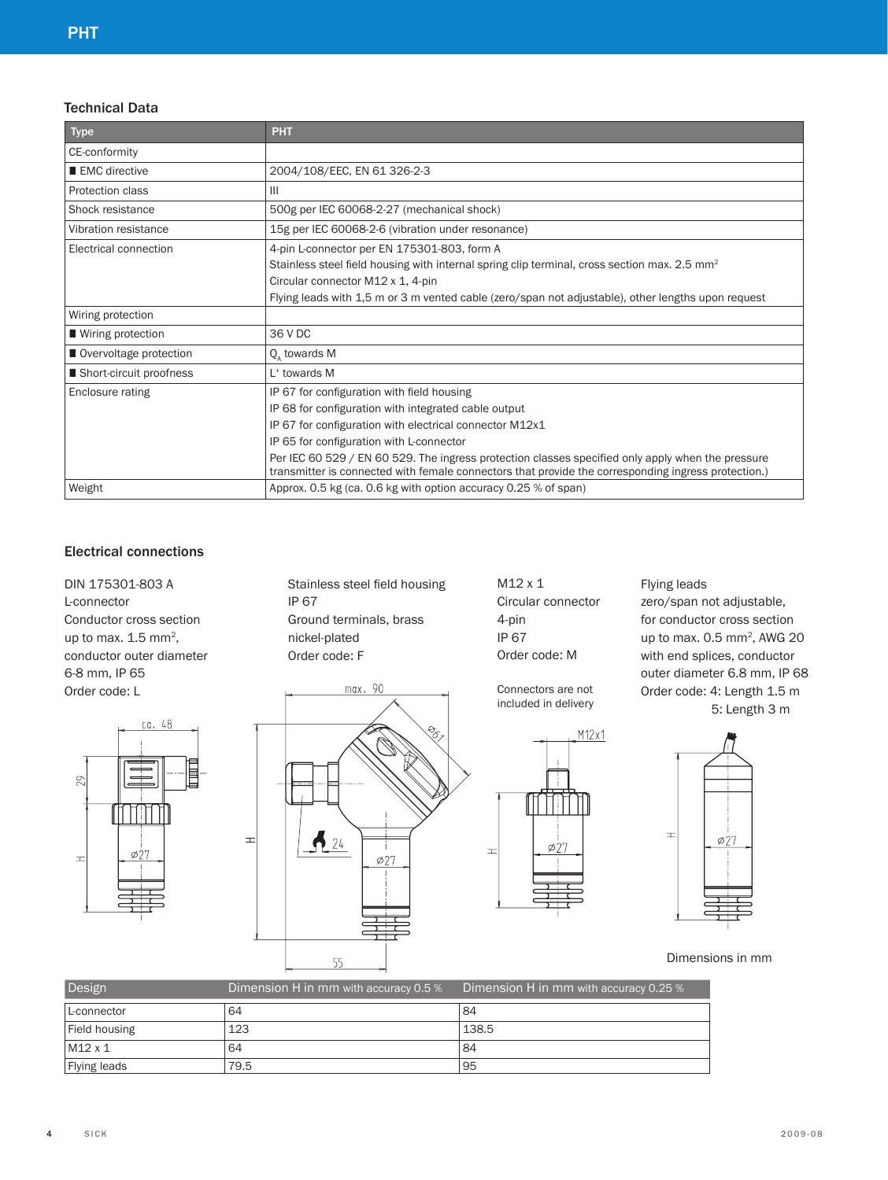## Technical Data

| Type | PHT |
|---|---|
| CE-conformity | |
| ■ EMC directive | 2004/108/EEC, EN 61 326-2-3 |
| Protection class | III |
| Shock resistance | 500g per IEC 60068-2-27 (mechanical shock) |
| Vibration resistance | 15g per IEC 60068-2-6 (vibration under resonance) |
| Electrical connection | 4-pin L-connector per EN 175301-803, form A<br>Stainless steel field housing with internal spring clip terminal, cross section max. 2.5 mm²<br>Circular connector M12 x 1, 4-pin<br>Flying leads with 1,5 m or 3 m vented cable (zero/span not adjustable), other lengths upon request |
| Wiring protection | |
| ■ Wiring protection | 36 V DC |
| ■ Overvoltage protection | $Q_A$ towards M |
| ■ Short-circuit proofness | $L^+$ towards M |
| Enclosure rating | IP 67 for configuration with field housing<br>IP 68 for configuration with integrated cable output<br>IP 67 for configuration with electrical connector M12x1<br>IP 65 for configuration with L-connector<br>Per IEC 60 529 / EN 60 529. The ingress protection classes specified only apply when the pressure transmitter is connected with female connectors that provide the corresponding ingress protection.) |
| Weight | Approx. 0.5 kg (ca. 0.6 kg with option accuracy 0.25 % of span) |

## Electrical connections

DIN 175301-803 A
L-connector
Conductor cross section up to max. 1.5 mm²,
conductor outer diameter 6-8 mm, IP 65
Order code: L

Stainless steel field housing
IP 67
Ground terminals, brass nickel-plated
Order code: F

M12 x 1
Circular connector
4-pin
IP 67
Order code: M

Connectors are not included in delivery

Flying leads
zero/span not adjustable, for conductor cross section up to max. 0.5 mm², AWG 20 with end splices, conductor outer diameter 6.8 mm, IP 68
Order code: 4: Length 1.5 m
5: Length 3 m

Dimensions in mm

| Design | Dimension H in mm with accuracy 0.5 % | Dimension H in mm with accuracy 0.25 % |
|---|---|---|
| L-connector | 64 | 84 |
| Field housing | 123 | 138.5 |
| M12 x 1 | 64 | 84 |
| Flying leads | 79.5 | 95 |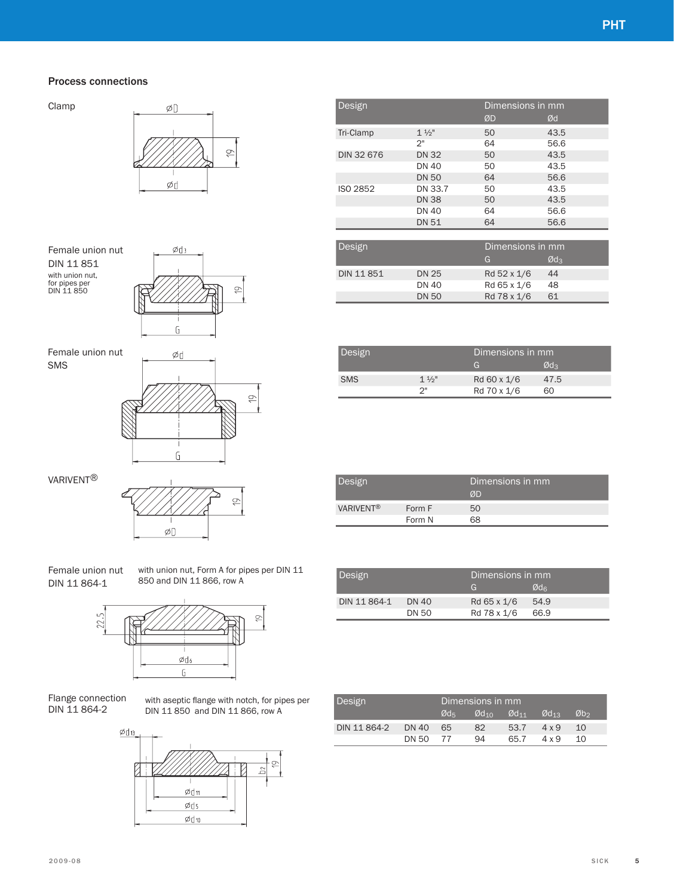## Process connections

Clamp

| Design | | Dimensions in mm | |
|---|---|---|---|
| | | ØD | Ød |
| Tri-Clamp | 1 ½" | 50 | 43.5 |
| | 2" | 64 | 56.6 |
| DIN 32 676 | DN 32 | 50 | 43.5 |
| | DN 40 | 50 | 43.5 |
| | DN 50 | 64 | 56.6 |
| ISO 2852 | DN 33.7 | 50 | 43.5 |
| | DN 38 | 50 | 43.5 |
| | DN 40 | 64 | 56.6 |
| | DN 51 | 64 | 56.6 |

Female union nut DIN 11 851

with union nut, for pipes per DIN 11 850

| Design | | Dimensions in mm | |
|---|---|---|---|
| | | G | $Ød_3$ |
| DIN 11 851 | DN 25 | Rd 52 x 1/6 | 44 |
| | DN 40 | Rd 65 x 1/6 | 48 |
| | DN 50 | Rd 78 x 1/6 | 61 |

Female union nut SMS

| Design | | Dimensions in mm | |
|---|---|---|---|
| | | G | $Ød_3$ |
| SMS | 1 ½" | Rd 60 x 1/6 | 47.5 |
| | 2" | Rd 70 x 1/6 | 60 |

VARIVENT®

| Design | | Dimensions in mm |
|---|---|---|
| | | ØD |
| VARIVENT® | Form F | 50 |
| | Form N | 68 |

Female union nut DIN 11 864-1

with union nut, Form A for pipes per DIN 11 850 and DIN 11 866, row A

| Design | | Dimensions in mm | |
|---|---|---|---|
| | | G | $Ød_6$ |
| DIN 11 864-1 | DN 40 | Rd 65 x 1/6 | 54.9 |
| | DN 50 | Rd 78 x 1/6 | 66.9 |

Flange connection DIN 11 864-2

with aseptic flange with notch, for pipes per DIN 11 850 and DIN 11 866, row A

| Design | | Dimensions in mm | | | | |
|---|---|---|---|---|---|---|
| | | $Ød_5$ | $Ød_{10}$ | $Ød_{11}$ | $Ød_{13}$ | $Øb_2$ |
| DIN 11 864-2 | DN 40 | 65 | 82 | 53.7 | 4 x 9 | 10 |
| | DN 50 | 77 | 94 | 65.7 | 4 x 9 | 10 |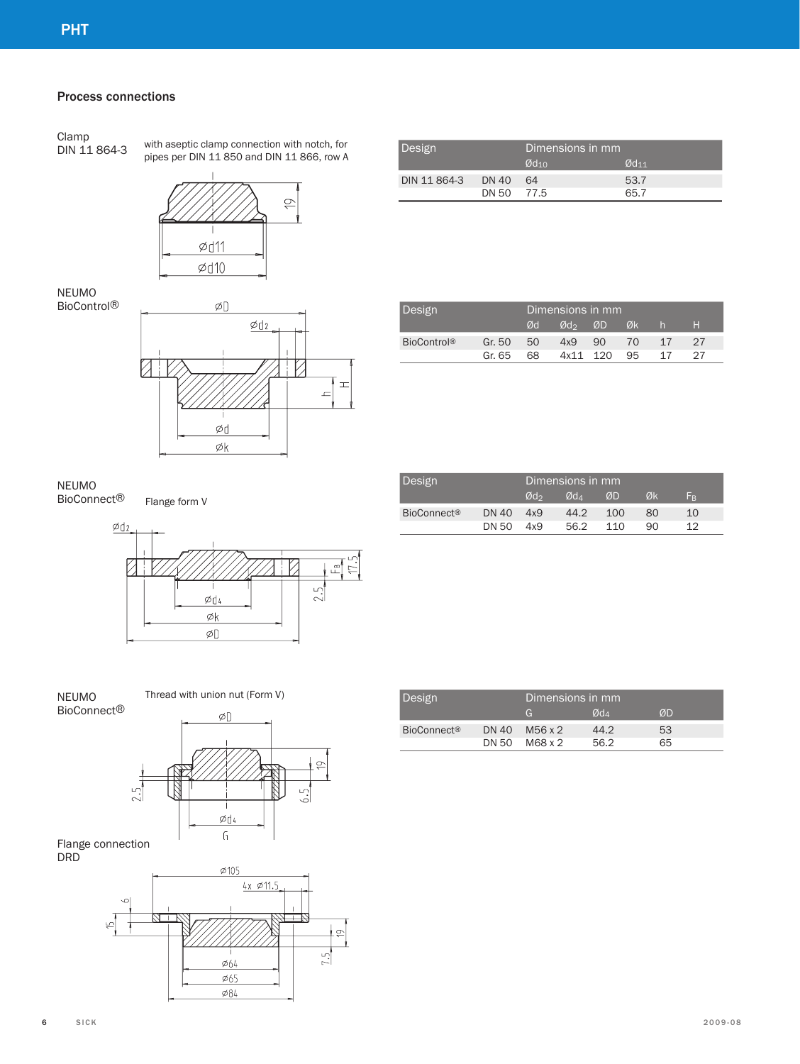## Process connections

**Clamp**
**DIN 11 864-3**

with aseptic clamp connection with notch, for pipes per DIN 11 850 and DIN 11 866, row A

| Design | | Dimensions in mm | |
|---|---|---|---|
| | | $Ød_{10}$ | $Ød_{11}$ |
| DIN 11 864-3 | DN 40 | 64 | 53.7 |
| | DN 50 | 77.5 | 65.7 |

**NEUMO BioControl®**

| Design | | Dimensions in mm | | | | | |
|---|---|---|---|---|---|---|---|
| | | Ød | $Ød_2$ | ØD | Øk | h | H |
| BioControl® | Gr. 50 | 50 | 4x9 | 90 | 70 | 17 | 27 |
| | Gr. 65 | 68 | 4x11 | 120 | 95 | 17 | 27 |

**NEUMO BioConnect®**

Flange form V

| Design | | Dimensions in mm | | | | |
|---|---|---|---|---|---|---|
| | | $Ød_2$ | $Ød_4$ | ØD | Øk | $F_B$ |
| BioConnect® | DN 40 | 4x9 | 44.2 | 100 | 80 | 10 |
| | DN 50 | 4x9 | 56.2 | 110 | 90 | 12 |

**NEUMO BioConnect®**

Thread with union nut (Form V)

| Design | | Dimensions in mm | | |
|---|---|---|---|---|
| | | G | $Ød_4$ | ØD |
| BioConnect® | DN 40 | M56 x 2 | 44.2 | 53 |
| | DN 50 | M68 x 2 | 56.2 | 65 |

**Flange connection DRD**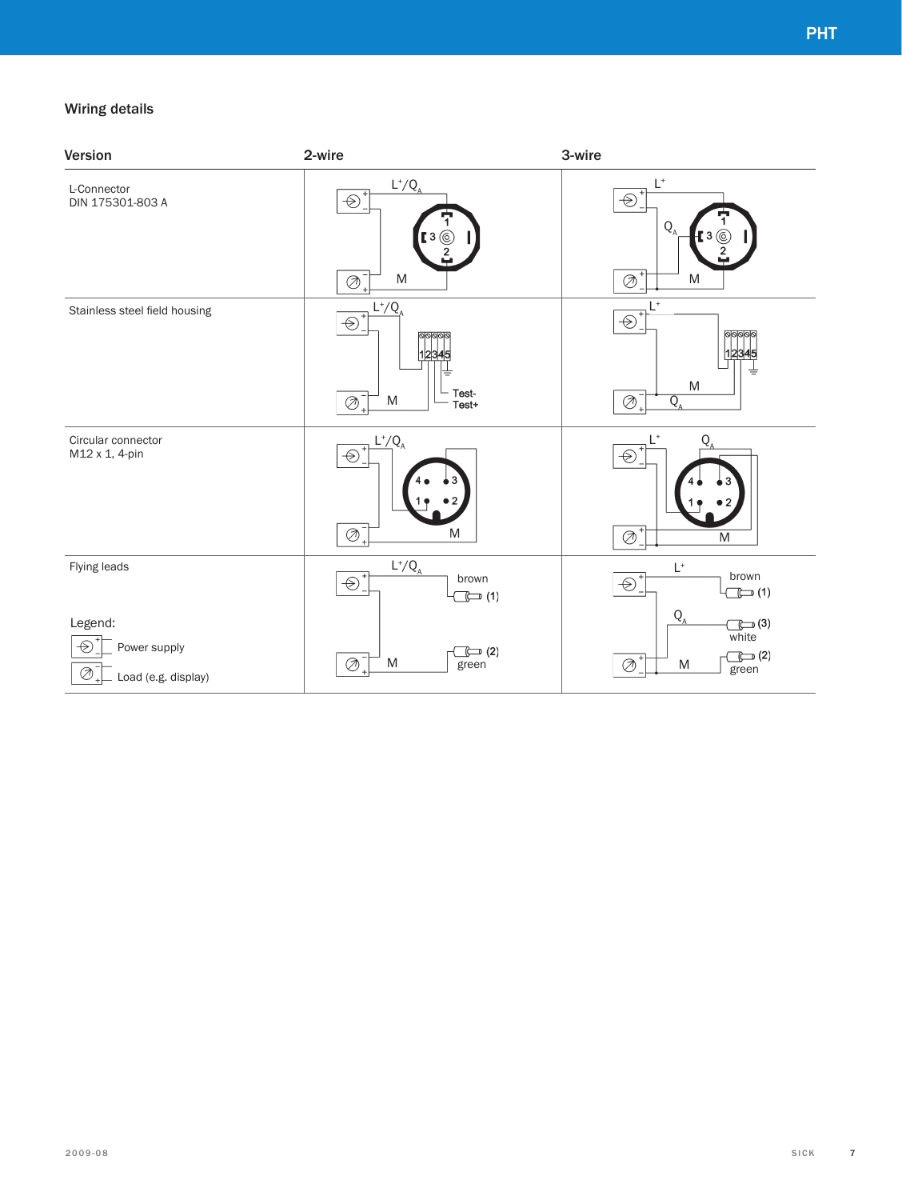## Wiring details

| Version | 2-wire | 3-wire |
|---|---|---|
| L-Connector DIN 175301-803 A | $L^+/Q_A$, M, pins 1, 2, 3 | $L^+$, $Q_A$, M, pins 1, 2, 3 |
| Stainless steel field housing | $L^+/Q_A$, M, terminals 1 2 3 4 5, Test-, Test+ | $L^+$, M, $Q_A$, terminals 1 2 3 4 5 |
| Circular connector M12 x 1, 4-pin | $L^+/Q_A$, M, pins 1, 2, 3, 4 | $L^+$, $Q_A$, M, pins 1, 2, 3, 4 |
| Flying leads | $L^+/Q_A$: brown (1); M: green (2) | $L^+$: brown (1); $Q_A$: white (3); M: green (2) |

Legend:

- Power supply
- Load (e.g. display)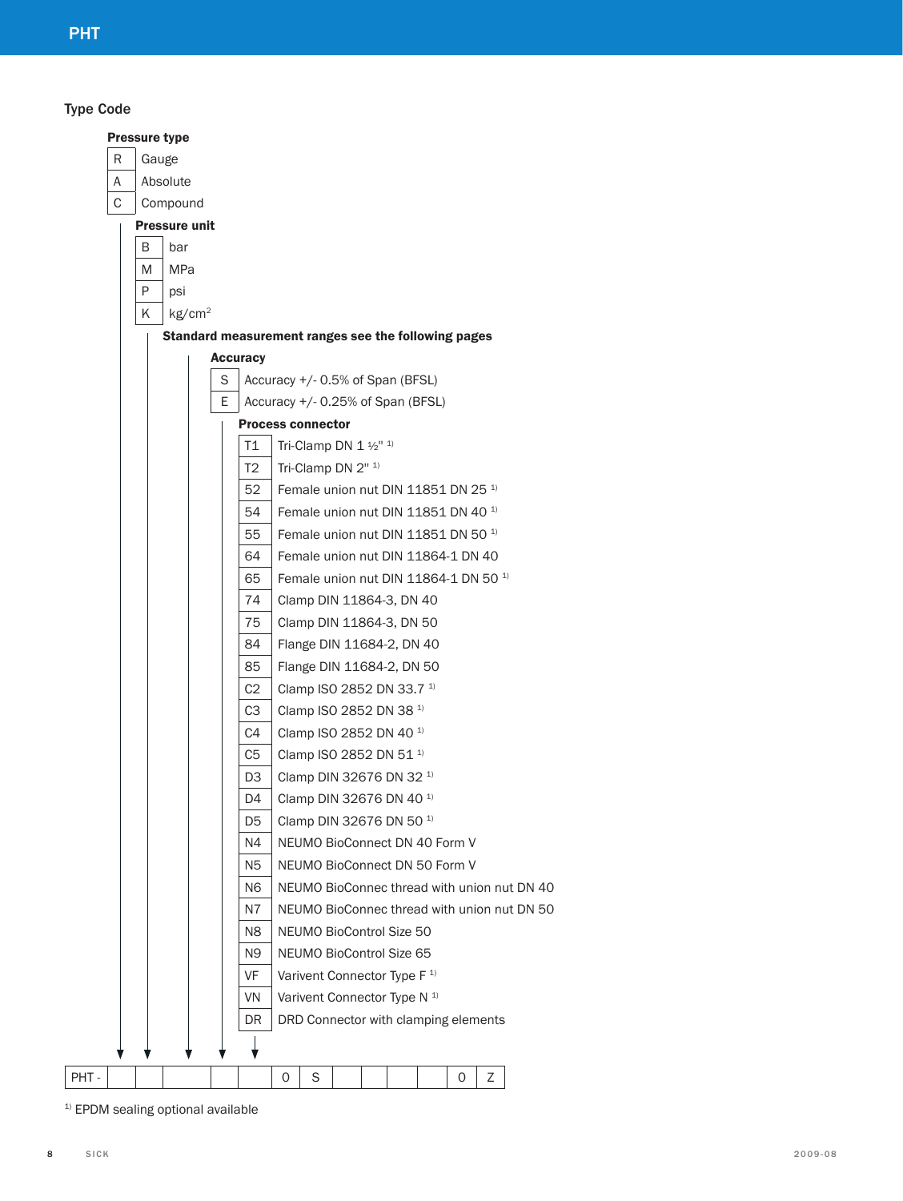## Type Code

**Pressure type**

| Code | Description |
|---|---|
| R | Gauge |
| A | Absolute |
| C | Compound |

**Pressure unit**

| Code | Description |
|---|---|
| B | bar |
| M | MPa |
| P | psi |
| K | kg/cm² |

**Standard measurement ranges see the following pages**

**Accuracy**

| Code | Description |
|---|---|
| S | Accuracy +/- 0.5% of Span (BFSL) |
| E | Accuracy +/- 0.25% of Span (BFSL) |

**Process connector**

| Code | Description |
|---|---|
| T1 | Tri-Clamp DN 1 ½" [1] |
| T2 | Tri-Clamp DN 2" [1] |
| 52 | Female union nut DIN 11851 DN 25 [1] |
| 54 | Female union nut DIN 11851 DN 40 [1] |
| 55 | Female union nut DIN 11851 DN 50 [1] |
| 64 | Female union nut DIN 11864-1 DN 40 |
| 65 | Female union nut DIN 11864-1 DN 50 [1] |
| 74 | Clamp DIN 11864-3, DN 40 |
| 75 | Clamp DIN 11864-3, DN 50 |
| 84 | Flange DIN 11684-2, DN 40 |
| 85 | Flange DIN 11684-2, DN 50 |
| C2 | Clamp ISO 2852 DN 33.7 [1] |
| C3 | Clamp ISO 2852 DN 38 [1] |
| C4 | Clamp ISO 2852 DN 40 [1] |
| C5 | Clamp ISO 2852 DN 51 [1] |
| D3 | Clamp DIN 32676 DN 32 [1] |
| D4 | Clamp DIN 32676 DN 40 [1] |
| D5 | Clamp DIN 32676 DN 50 [1] |
| N4 | NEUMO BioConnect DN 40 Form V |
| N5 | NEUMO BioConnect DN 50 Form V |
| N6 | NEUMO BioConnec thread with union nut DN 40 |
| N7 | NEUMO BioConnec thread with union nut DN 50 |
| N8 | NEUMO BioControl Size 50 |
| N9 | NEUMO BioControl Size 65 |
| VF | Varivent Connector Type F [1] |
| VN | Varivent Connector Type N [1] |
| DR | DRD Connector with clamping elements |

| PHT - | | | | | | 0 | S | | | | | 0 | Z |
|---|---|---|---|---|---|---|---|---|---|---|---|---|---|

[1] EPDM sealing optional available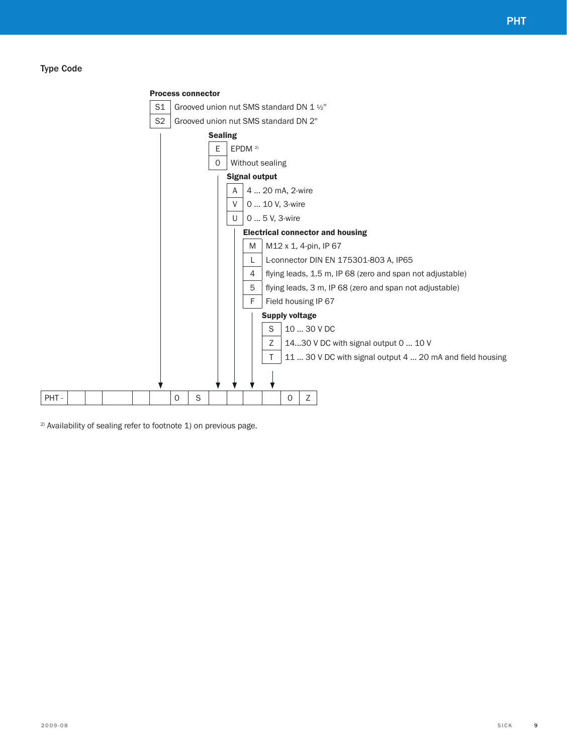## Type Code

**Process connector**

| Code | Description |
|---|---|
| S1 | Grooved union nut SMS standard DN 1 ½" |
| S2 | Grooved union nut SMS standard DN 2" |

**Sealing**

| Code | Description |
|---|---|
| E | EPDM [2)] |
| 0 | Without sealing |

**Signal output**

| Code | Description |
|---|---|
| A | 4 ... 20 mA, 2-wire |
| V | 0 ... 10 V, 3-wire |
| U | 0 ... 5 V, 3-wire |

**Electrical connector and housing**

| Code | Description |
|---|---|
| M | M12 x 1, 4-pin, IP 67 |
| L | L-connector DIN EN 175301-803 A, IP65 |
| 4 | flying leads, 1.5 m, IP 68 (zero and span not adjustable) |
| 5 | flying leads, 3 m, IP 68 (zero and span not adjustable) |
| F | Field housing IP 67 |

**Supply voltage**

| Code | Description |
|---|---|
| S | 10 ... 30 V DC |
| Z | 14...30 V DC with signal output 0 ... 10 V |
| T | 11 ... 30 V DC with signal output 4 ... 20 mA and field housing |

| PHT - | | | | | | 0 | S | | | | | | 0 | Z |
|---|---|---|---|---|---|---|---|---|---|---|---|---|---|---|

[2)] Availability of sealing refer to footnote 1) on previous page.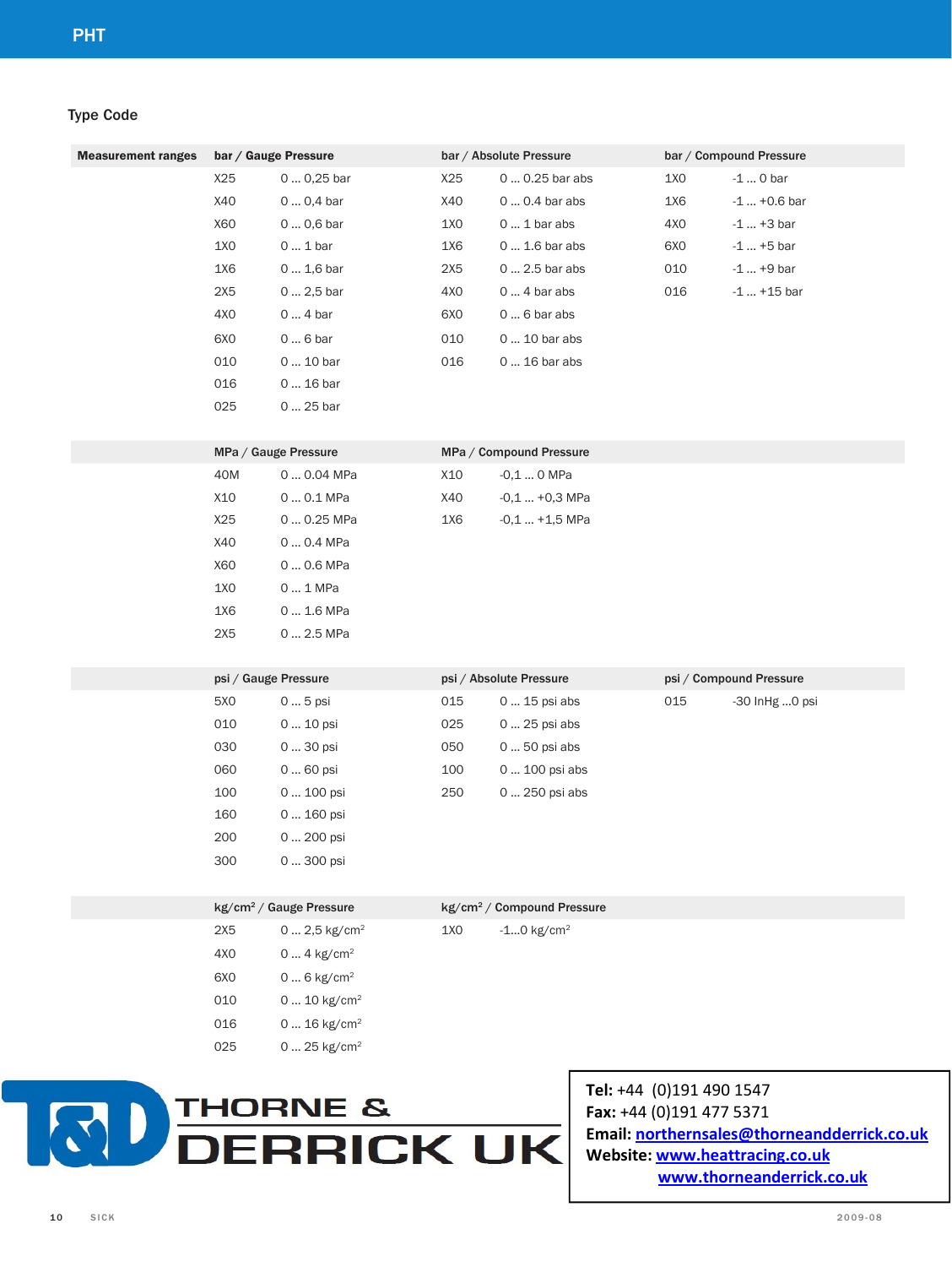PHT

## Type Code

| Measurement ranges | bar / Gauge Pressure | | bar / Absolute Pressure | | bar / Compound Pressure | |
|---|---|---|---|---|---|---|
| | X25 | 0 ... 0,25 bar | X25 | 0 ... 0.25 bar abs | 1X0 | -1 ... 0 bar |
| | X40 | 0 ... 0,4 bar | X40 | 0 ... 0.4 bar abs | 1X6 | -1 ... +0.6 bar |
| | X60 | 0 ... 0,6 bar | 1X0 | 0 ... 1 bar abs | 4X0 | -1 ... +3 bar |
| | 1X0 | 0 ... 1 bar | 1X6 | 0 ... 1.6 bar abs | 6X0 | -1 ... +5 bar |
| | 1X6 | 0 ... 1,6 bar | 2X5 | 0 ... 2.5 bar abs | 010 | -1 ... +9 bar |
| | 2X5 | 0 ... 2,5 bar | 4X0 | 0 ... 4 bar abs | 016 | -1 ... +15 bar |
| | 4X0 | 0 ... 4 bar | 6X0 | 0 ... 6 bar abs | | |
| | 6X0 | 0 ... 6 bar | 010 | 0 ... 10 bar abs | | |
| | 010 | 0 ... 10 bar | 016 | 0 ... 16 bar abs | | |
| | 016 | 0 ... 16 bar | | | | |
| | 025 | 0 ... 25 bar | | | | |
| | **MPa / Gauge Pressure** | | **MPa / Compound Pressure** | | | |
| | 40M | 0 ... 0.04 MPa | X10 | -0,1 ... 0 MPa | | |
| | X10 | 0 ... 0.1 MPa | X40 | -0,1 ... +0,3 MPa | | |
| | X25 | 0 ... 0.25 MPa | 1X6 | -0,1 ... +1,5 MPa | | |
| | X40 | 0 ... 0.4 MPa | | | | |
| | X60 | 0 ... 0.6 MPa | | | | |
| | 1X0 | 0 ... 1 MPa | | | | |
| | 1X6 | 0 ... 1.6 MPa | | | | |
| | 2X5 | 0 ... 2.5 MPa | | | | |
| | **psi / Gauge Pressure** | | **psi / Absolute Pressure** | | **psi / Compound Pressure** | |
| | 5X0 | 0 ... 5 psi | 015 | 0 ... 15 psi abs | 015 | -30 InHg ...0 psi |
| | 010 | 0 ... 10 psi | 025 | 0 ... 25 psi abs | | |
| | 030 | 0 ... 30 psi | 050 | 0 ... 50 psi abs | | |
| | 060 | 0 ... 60 psi | 100 | 0 ... 100 psi abs | | |
| | 100 | 0 ... 100 psi | 250 | 0 ... 250 psi abs | | |
| | 160 | 0 ... 160 psi | | | | |
| | 200 | 0 ... 200 psi | | | | |
| | 300 | 0 ... 300 psi | | | | |
| | **kg/cm² / Gauge Pressure** | | **kg/cm² / Compound Pressure** | | | |
| | 2X5 | 0 ... 2,5 kg/cm² | 1X0 | -1...0 kg/cm² | | |
| | 4X0 | 0 ... 4 kg/cm² | | | | |
| | 6X0 | 0 ... 6 kg/cm² | | | | |
| | 010 | 0 ... 10 kg/cm² | | | | |
| | 016 | 0 ... 16 kg/cm² | | | | |
| | 025 | 0 ... 25 kg/cm² | | | | |

T&D THORNE & DERRICK UK

**Tel:** +44 (0)191 490 1547
**Fax:** +44 (0)191 477 5371
**Email:** northernsales@thorneandderrick.co.uk
**Website:** www.heattracing.co.uk
www.thorneandderrick.co.uk

SICK 2009-08